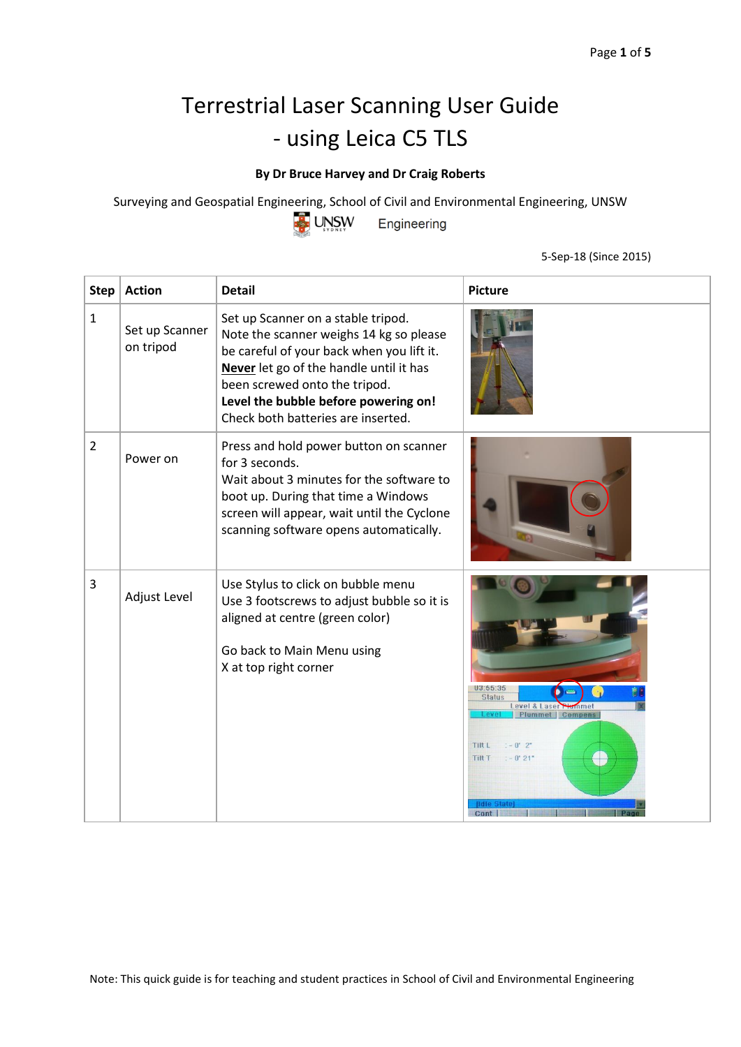# Terrestrial Laser Scanning User Guide
# - using Leica C5 TLS

**By Dr Bruce Harvey and Dr Craig Roberts**

Surveying and Geospatial Engineering, School of Civil and Environmental Engineering, UNSW

UNSW Engineering

5-Sep-18 (Since 2015)

| Step | Action | Detail | Picture |
|---|---|---|---|
| 1 | Set up Scanner on tripod | Set up Scanner on a stable tripod.<br>Note the scanner weighs 14 kg so please be careful of your back when you lift it.<br>**Never** let go of the handle until it has been screwed onto the tripod.<br>**Level the bubble before powering on!**<br>Check both batteries are inserted. | |
| 2 | Power on | Press and hold power button on scanner for 3 seconds.<br>Wait about 3 minutes for the software to boot up. During that time a Windows screen will appear, wait until the Cyclone scanning software opens automatically. | |
| 3 | Adjust Level | Use Stylus to click on bubble menu<br>Use 3 footscrews to adjust bubble so it is aligned at centre (green color)<br><br>Go back to Main Menu using<br>X at top right corner | |

Note: This quick guide is for teaching and student practices in School of Civil and Environmental Engineering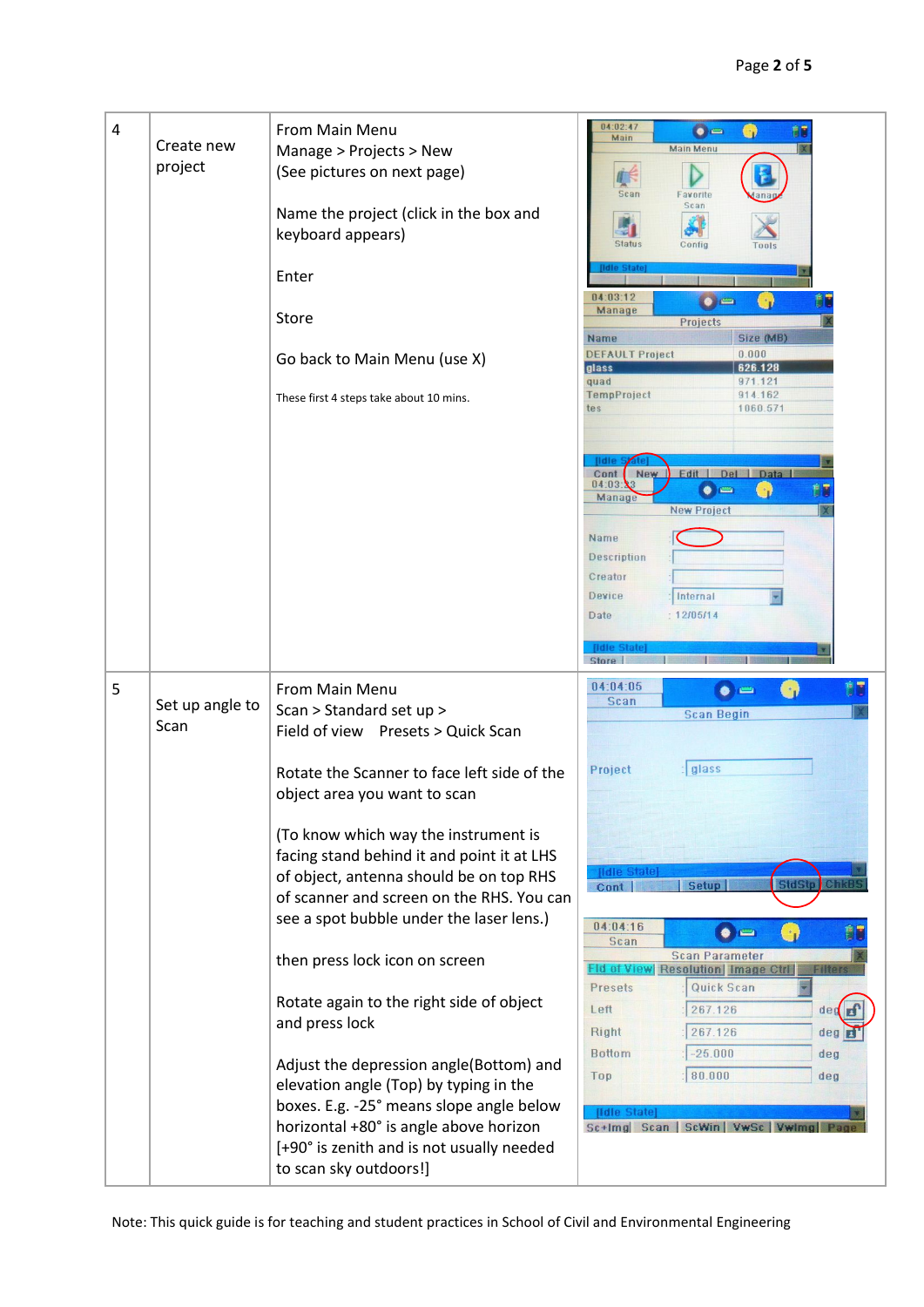| | | | |
|---|---|---|---|
| 4 | Create new project | From Main Menu<br>Manage > Projects > New<br>(See pictures on next page)<br><br>Name the project (click in the box and keyboard appears)<br><br>Enter<br><br>Store<br><br>Go back to Main Menu (use X)<br><br>These first 4 steps take about 10 mins. | |
| 5 | Set up angle to Scan | From Main Menu<br>Scan > Standard set up ><br>Field of view Presets > Quick Scan<br><br>Rotate the Scanner to face left side of the object area you want to scan<br><br>(To know which way the instrument is facing stand behind it and point it at LHS of object, antenna should be on top RHS of scanner and screen on the RHS. You can see a spot bubble under the laser lens.)<br><br>then press lock icon on screen<br><br>Rotate again to the right side of object and press lock<br><br>Adjust the depression angle(Bottom) and elevation angle (Top) by typing in the boxes. E.g. -25° means slope angle below horizontal +80° is angle above horizon [+90° is zenith and is not usually needed to scan sky outdoors!] | |

Note: This quick guide is for teaching and student practices in School of Civil and Environmental Engineering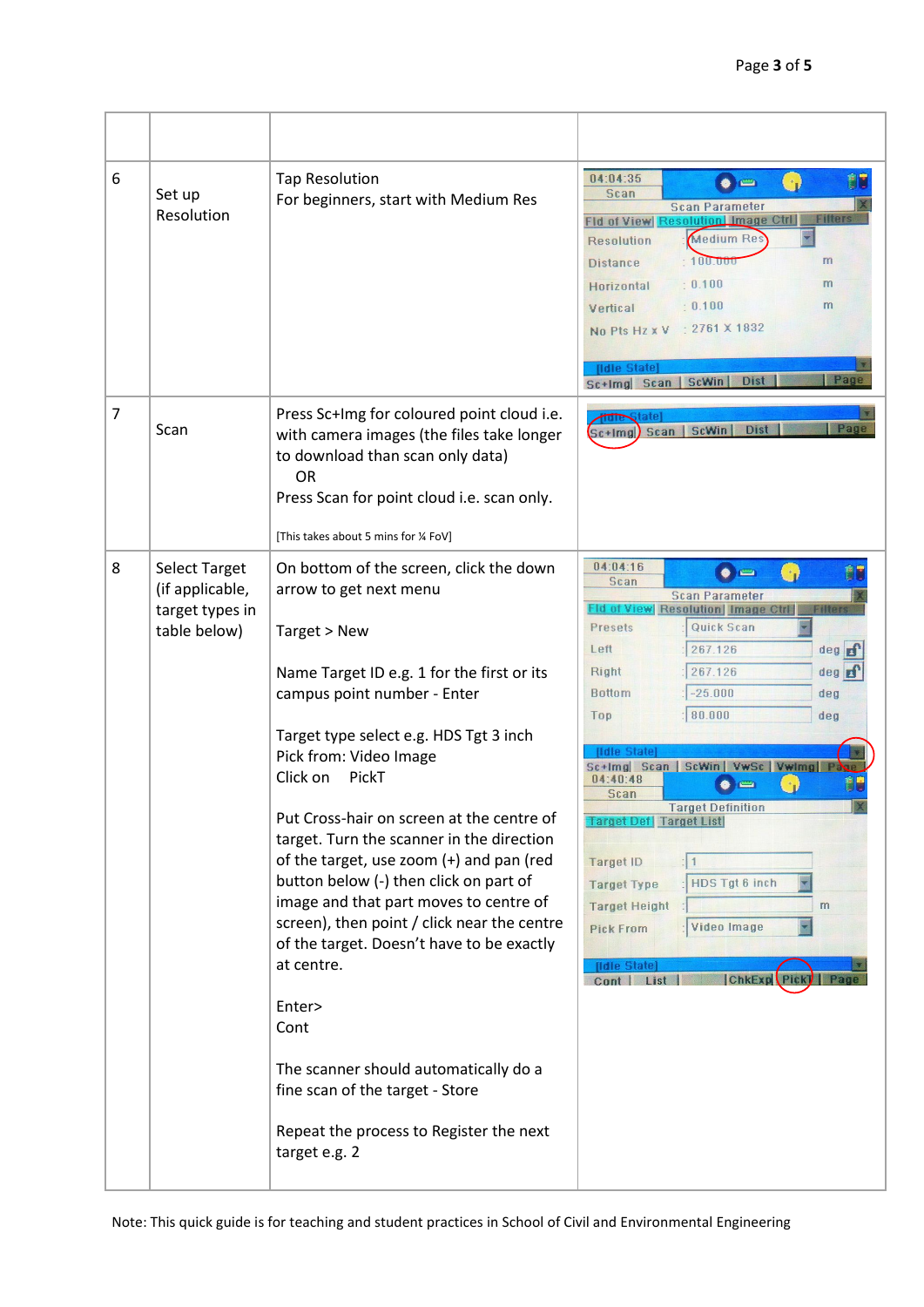| | | | |
|---|---|---|---|
| 6 | Set up Resolution | Tap Resolution<br>For beginners, start with Medium Res | |
| 7 | Scan | Press Sc+Img for coloured point cloud i.e. with camera images (the files take longer to download than scan only data)<br>OR<br>Press Scan for point cloud i.e. scan only.<br><br>[This takes about 5 mins for ¼ FoV] | |
| 8 | Select Target (if applicable, target types in table below) | On bottom of the screen, click the down arrow to get next menu<br><br>Target > New<br><br>Name Target ID e.g. 1 for the first or its campus point number - Enter<br><br>Target type select e.g. HDS Tgt 3 inch<br>Pick from: Video Image<br>Click on PickT<br><br>Put Cross-hair on screen at the centre of target. Turn the scanner in the direction of the target, use zoom (+) and pan (red button below (-) then click on part of image and that part moves to centre of screen), then point / click near the centre of the target. Doesn't have to be exactly at centre.<br><br>Enter><br>Cont<br><br>The scanner should automatically do a fine scan of the target - Store<br><br>Repeat the process to Register the next target e.g. 2 | |

Note: This quick guide is for teaching and student practices in School of Civil and Environmental Engineering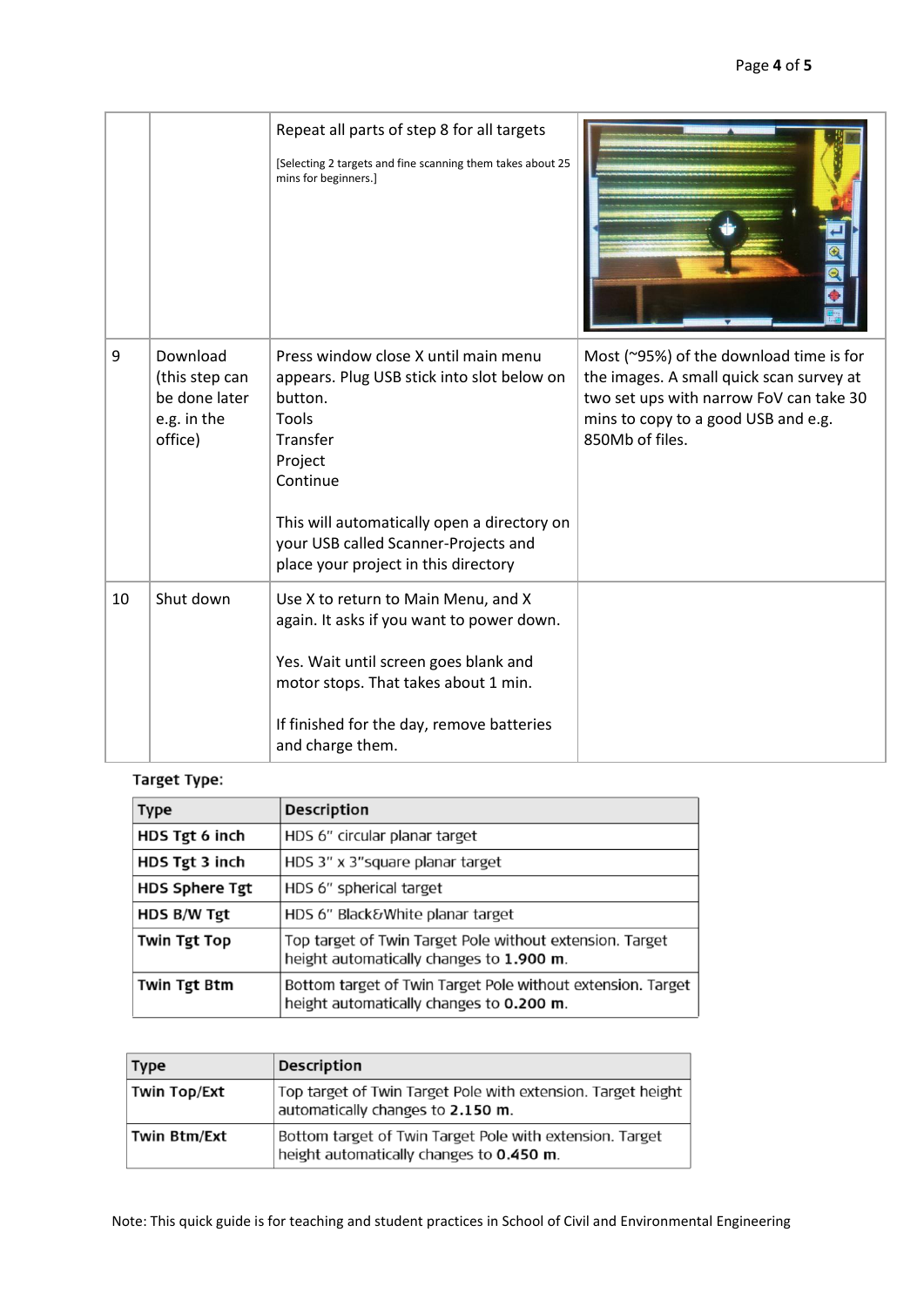| | | | |
|---|---|---|---|
| | | Repeat all parts of step 8 for all targets<br><br>[Selecting 2 targets and fine scanning them takes about 25 mins for beginners.] | |
| 9 | Download (this step can be done later e.g. in the office) | Press window close X until main menu appears. Plug USB stick into slot below on button.<br>Tools<br>Transfer<br>Project<br>Continue<br><br>This will automatically open a directory on your USB called Scanner-Projects and place your project in this directory | Most (~95%) of the download time is for the images. A small quick scan survey at two set ups with narrow FoV can take 30 mins to copy to a good USB and e.g. 850Mb of files. |
| 10 | Shut down | Use X to return to Main Menu, and X again. It asks if you want to power down.<br><br>Yes. Wait until screen goes blank and motor stops. That takes about 1 min.<br><br>If finished for the day, remove batteries and charge them. | |

**Target Type:**

| Type | Description |
|---|---|
| **HDS Tgt 6 inch** | HDS 6" circular planar target |
| **HDS Tgt 3 inch** | HDS 3" x 3"square planar target |
| **HDS Sphere Tgt** | HDS 6" spherical target |
| **HDS B/W Tgt** | HDS 6" Black&White planar target |
| **Twin Tgt Top** | Top target of Twin Target Pole without extension. Target height automatically changes to **1.900 m**. |
| **Twin Tgt Btm** | Bottom target of Twin Target Pole without extension. Target height automatically changes to **0.200 m**. |

| Type | Description |
|---|---|
| **Twin Top/Ext** | Top target of Twin Target Pole with extension. Target height automatically changes to **2.150 m**. |
| **Twin Btm/Ext** | Bottom target of Twin Target Pole with extension. Target height automatically changes to **0.450 m**. |

Note: This quick guide is for teaching and student practices in School of Civil and Environmental Engineering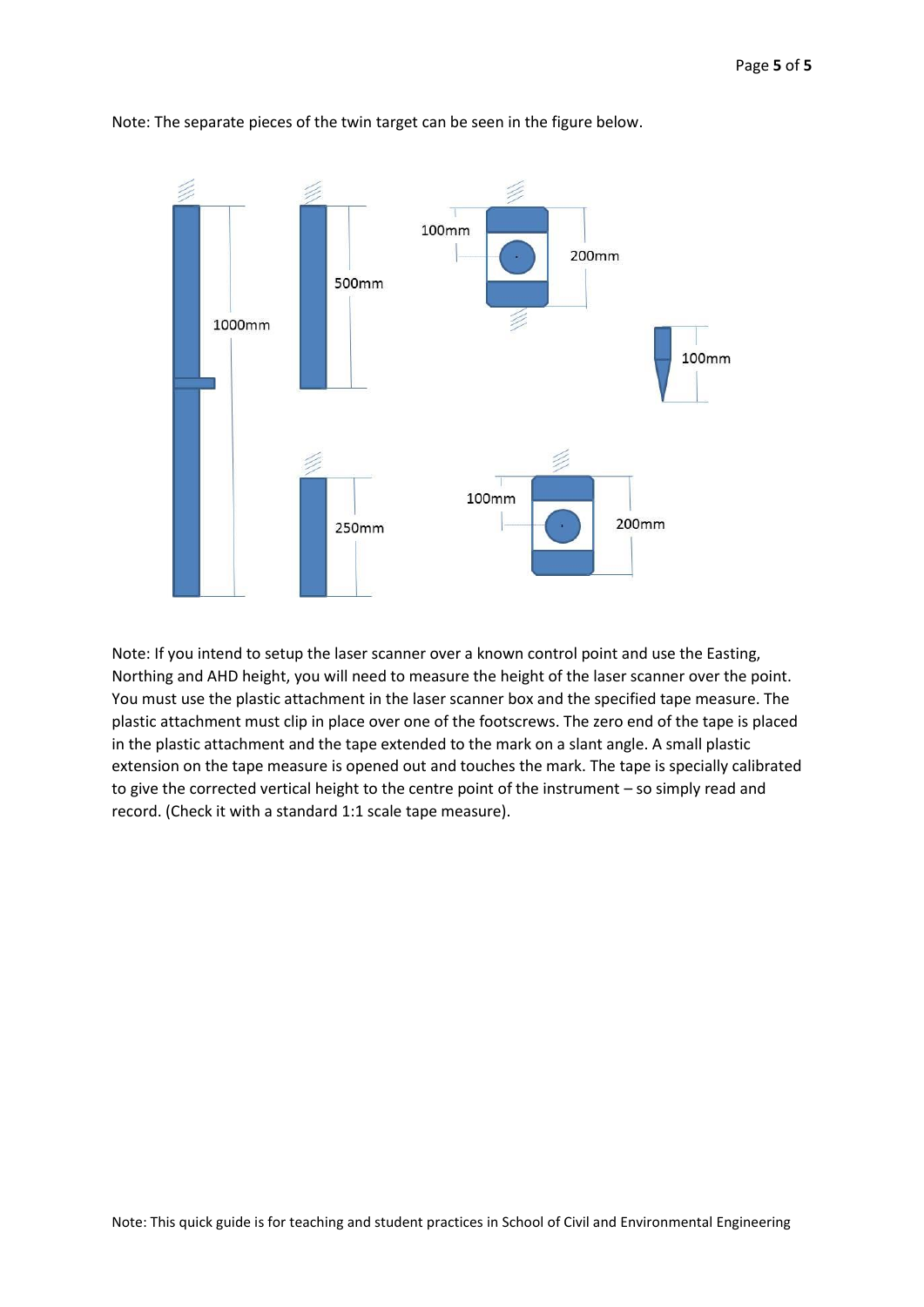Note: The separate pieces of the twin target can be seen in the figure below.

1000mm

500mm

250mm

100mm

200mm

100mm

100mm

200mm

Note: If you intend to setup the laser scanner over a known control point and use the Easting, Northing and AHD height, you will need to measure the height of the laser scanner over the point. You must use the plastic attachment in the laser scanner box and the specified tape measure. The plastic attachment must clip in place over one of the footscrews. The zero end of the tape is placed in the plastic attachment and the tape extended to the mark on a slant angle. A small plastic extension on the tape measure is opened out and touches the mark. The tape is specially calibrated to give the corrected vertical height to the centre point of the instrument – so simply read and record. (Check it with a standard 1:1 scale tape measure).

Note: This quick guide is for teaching and student practices in School of Civil and Environmental Engineering